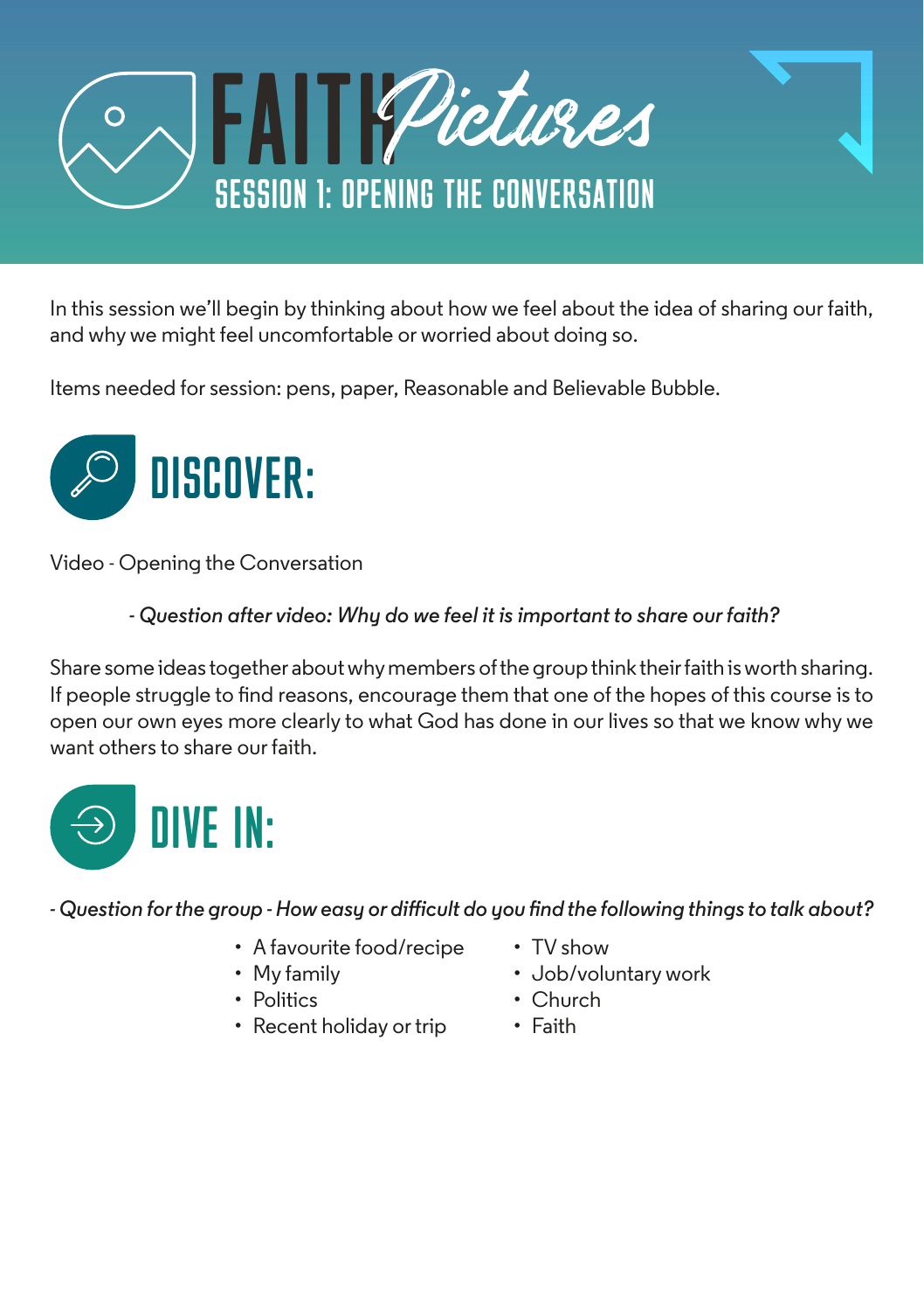# FAITH *Pictures*

## SESSION 1: OPENING THE CONVERSATION

In this session we'll begin by thinking about how we feel about the idea of sharing our faith, and why we might feel uncomfortable or worried about doing so.

Items needed for session: pens, paper, Reasonable and Believable Bubble.

## DISCOVER:

Video - Opening the Conversation

- *Question after video: Why do we feel it is important to share our faith?*

Share some ideas together about why members of the group think their faith is worth sharing. If people struggle to find reasons, encourage them that one of the hopes of this course is to open our own eyes more clearly to what God has done in our lives so that we know why we want others to share our faith.

## DIVE IN:

- *Question for the group - How easy or difficult do you find the following things to talk about?*

- A favourite food/recipe
- My family
- Politics
- Recent holiday or trip
- TV show
- Job/voluntary work
- Church
- Faith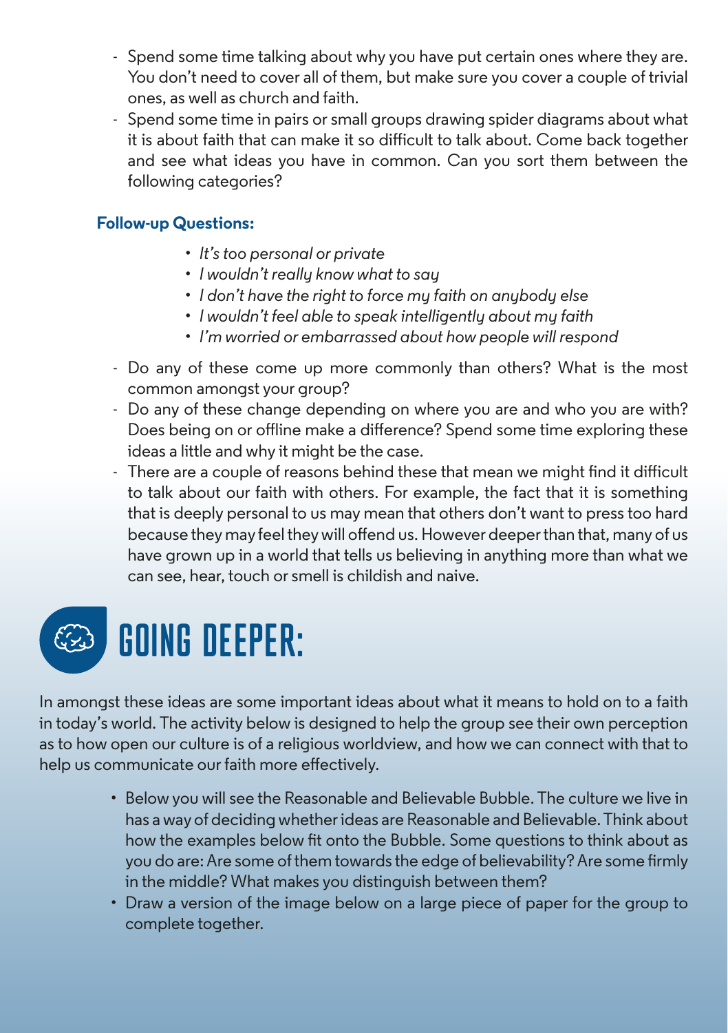- Spend some time talking about why you have put certain ones where they are. You don't need to cover all of them, but make sure you cover a couple of trivial ones, as well as church and faith.
- Spend some time in pairs or small groups drawing spider diagrams about what it is about faith that can make it so difficult to talk about. Come back together and see what ideas you have in common. Can you sort them between the following categories?

**Follow-up Questions:**

- *It's too personal or private*
- *I wouldn't really know what to say*
- *I don't have the right to force my faith on anybody else*
- *I wouldn't feel able to speak intelligently about my faith*
- *I'm worried or embarrassed about how people will respond*

- Do any of these come up more commonly than others? What is the most common amongst your group?
- Do any of these change depending on where you are and who you are with? Does being on or offline make a difference? Spend some time exploring these ideas a little and why it might be the case.
- There are a couple of reasons behind these that mean we might find it difficult to talk about our faith with others. For example, the fact that it is something that is deeply personal to us may mean that others don't want to press too hard because they may feel they will offend us. However deeper than that, many of us have grown up in a world that tells us believing in anything more than what we can see, hear, touch or smell is childish and naive.

## GOING DEEPER:

In amongst these ideas are some important ideas about what it means to hold on to a faith in today's world. The activity below is designed to help the group see their own perception as to how open our culture is of a religious worldview, and how we can connect with that to help us communicate our faith more effectively.

- Below you will see the Reasonable and Believable Bubble. The culture we live in has a way of deciding whether ideas are Reasonable and Believable. Think about how the examples below fit onto the Bubble. Some questions to think about as you do are: Are some of them towards the edge of believability? Are some firmly in the middle? What makes you distinguish between them?
- Draw a version of the image below on a large piece of paper for the group to complete together.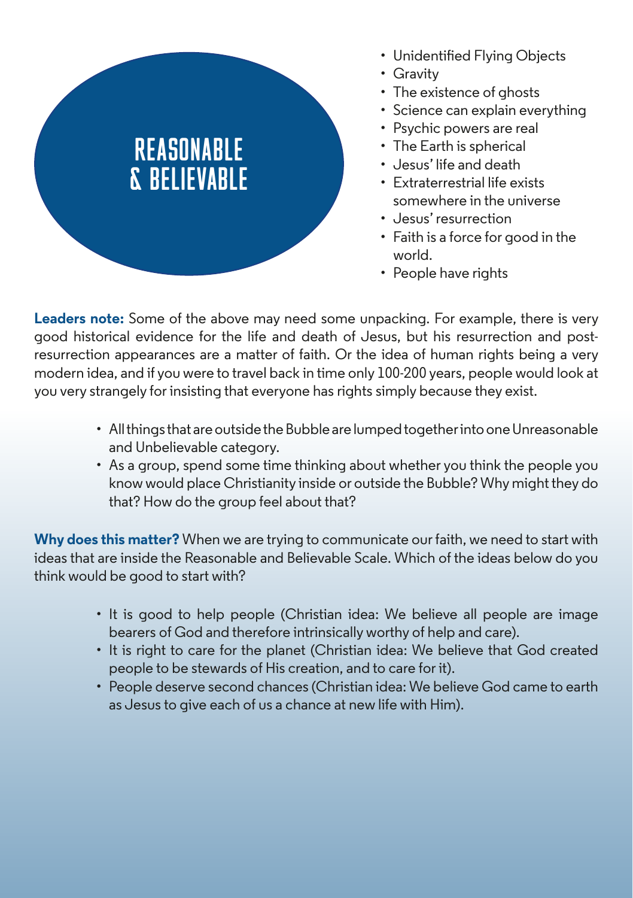## REASONABLE & BELIEVABLE

- Unidentified Flying Objects
- Gravity
- The existence of ghosts
- Science can explain everything
- Psychic powers are real
- The Earth is spherical
- Jesus' life and death
- Extraterrestrial life exists somewhere in the universe
- Jesus' resurrection
- Faith is a force for good in the world.
- People have rights

**Leaders note:** Some of the above may need some unpacking. For example, there is very good historical evidence for the life and death of Jesus, but his resurrection and post-resurrection appearances are a matter of faith. Or the idea of human rights being a very modern idea, and if you were to travel back in time only 100-200 years, people would look at you very strangely for insisting that everyone has rights simply because they exist.

- All things that are outside the Bubble are lumped together into one Unreasonable and Unbelievable category.
- As a group, spend some time thinking about whether you think the people you know would place Christianity inside or outside the Bubble? Why might they do that? How do the group feel about that?

**Why does this matter?** When we are trying to communicate our faith, we need to start with ideas that are inside the Reasonable and Believable Scale. Which of the ideas below do you think would be good to start with?

- It is good to help people (Christian idea: We believe all people are image bearers of God and therefore intrinsically worthy of help and care).
- It is right to care for the planet (Christian idea: We believe that God created people to be stewards of His creation, and to care for it).
- People deserve second chances (Christian idea: We believe God came to earth as Jesus to give each of us a chance at new life with Him).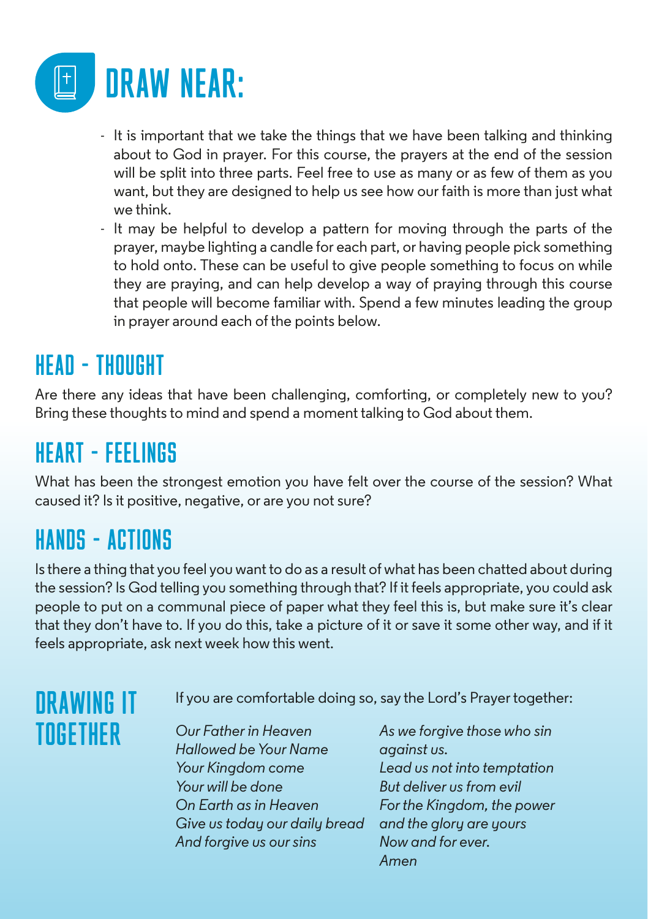# DRAW NEAR:

- It is important that we take the things that we have been talking and thinking about to God in prayer. For this course, the prayers at the end of the session will be split into three parts. Feel free to use as many or as few of them as you want, but they are designed to help us see how our faith is more than just what we think.
- It may be helpful to develop a pattern for moving through the parts of the prayer, maybe lighting a candle for each part, or having people pick something to hold onto. These can be useful to give people something to focus on while they are praying, and can help develop a way of praying through this course that people will become familiar with. Spend a few minutes leading the group in prayer around each of the points below.

## HEAD - THOUGHT

Are there any ideas that have been challenging, comforting, or completely new to you? Bring these thoughts to mind and spend a moment talking to God about them.

## HEART - FEELINGS

What has been the strongest emotion you have felt over the course of the session? What caused it? Is it positive, negative, or are you not sure?

## HANDS - ACTIONS

Is there a thing that you feel you want to do as a result of what has been chatted about during the session? Is God telling you something through that? If it feels appropriate, you could ask people to put on a communal piece of paper what they feel this is, but make sure it's clear that they don't have to. If you do this, take a picture of it or save it some other way, and if it feels appropriate, ask next week how this went.

## DRAWING IT TOGETHER

If you are comfortable doing so, say the Lord's Prayer together:

*Our Father in Heaven*
*Hallowed be Your Name*
*Your Kingdom come*
*Your will be done*
*On Earth as in Heaven*
*Give us today our daily bread*
*And forgive us our sins*
*As we forgive those who sin against us.*
*Lead us not into temptation*
*But deliver us from evil*
*For the Kingdom, the power and the glory are yours*
*Now and for ever.*
*Amen*